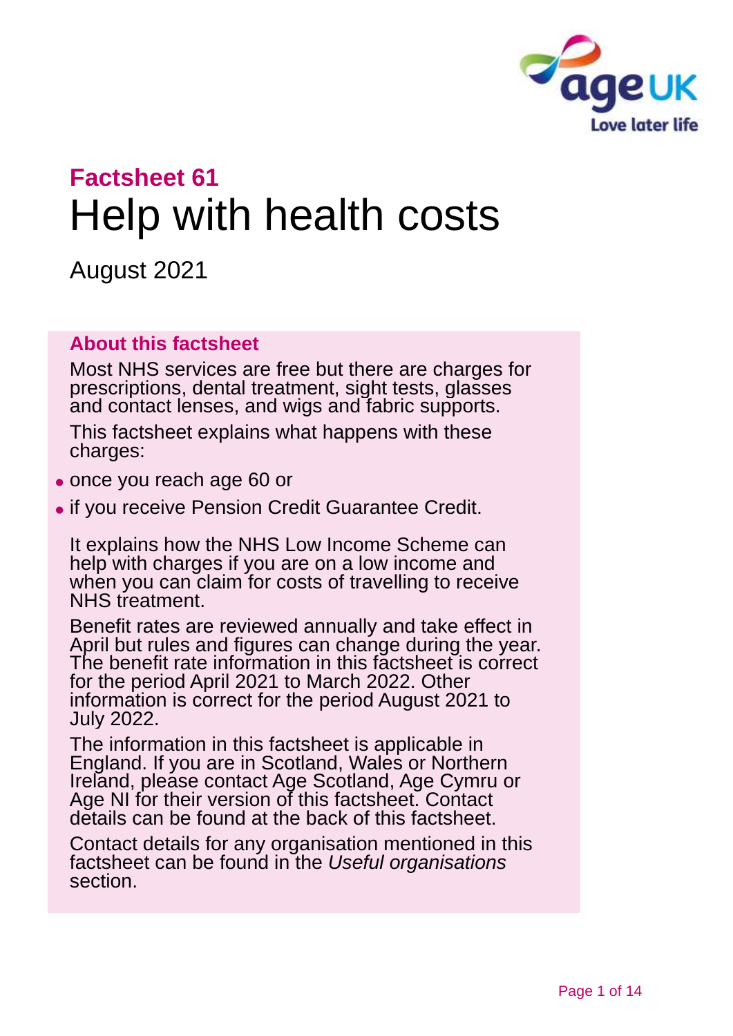# Factsheet 61

# Help with health costs

August 2021

## About this factsheet

Most NHS services are free but there are charges for prescriptions, dental treatment, sight tests, glasses and contact lenses, and wigs and fabric supports.

This factsheet explains what happens with these charges:

- once you reach age 60 or
- if you receive Pension Credit Guarantee Credit.

It explains how the NHS Low Income Scheme can help with charges if you are on a low income and when you can claim for costs of travelling to receive NHS treatment.

Benefit rates are reviewed annually and take effect in April but rules and figures can change during the year. The benefit rate information in this factsheet is correct for the period April 2021 to March 2022. Other information is correct for the period August 2021 to July 2022.

The information in this factsheet is applicable in England. If you are in Scotland, Wales or Northern Ireland, please contact Age Scotland, Age Cymru or Age NI for their version of this factsheet. Contact details can be found at the back of this factsheet.

Contact details for any organisation mentioned in this factsheet can be found in the *Useful organisations* section.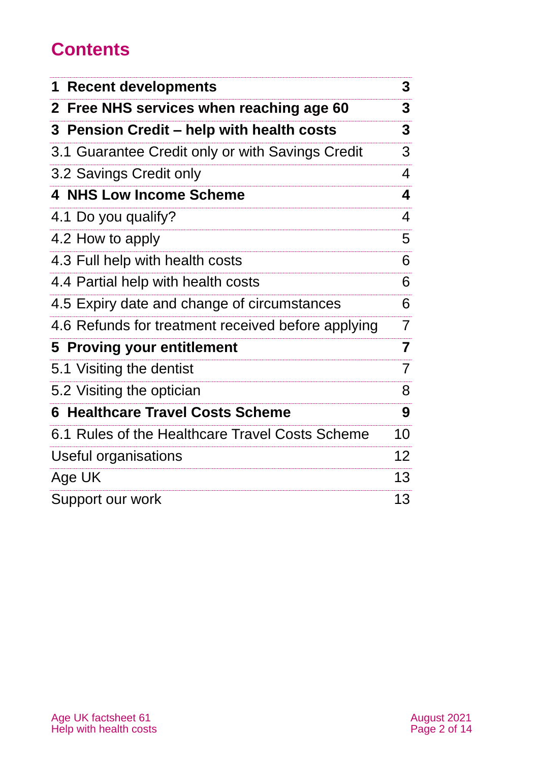# Contents

| | |
|---|---|
| **1 Recent developments** | **3** |
| **2 Free NHS services when reaching age 60** | **3** |
| **3 Pension Credit – help with health costs** | **3** |
| 3.1 Guarantee Credit only or with Savings Credit | 3 |
| 3.2 Savings Credit only | 4 |
| **4 NHS Low Income Scheme** | **4** |
| 4.1 Do you qualify? | 4 |
| 4.2 How to apply | 5 |
| 4.3 Full help with health costs | 6 |
| 4.4 Partial help with health costs | 6 |
| 4.5 Expiry date and change of circumstances | 6 |
| 4.6 Refunds for treatment received before applying | 7 |
| **5 Proving your entitlement** | **7** |
| 5.1 Visiting the dentist | 7 |
| 5.2 Visiting the optician | 8 |
| **6 Healthcare Travel Costs Scheme** | **9** |
| 6.1 Rules of the Healthcare Travel Costs Scheme | 10 |
| Useful organisations | 12 |
| Age UK | 13 |
| Support our work | 13 |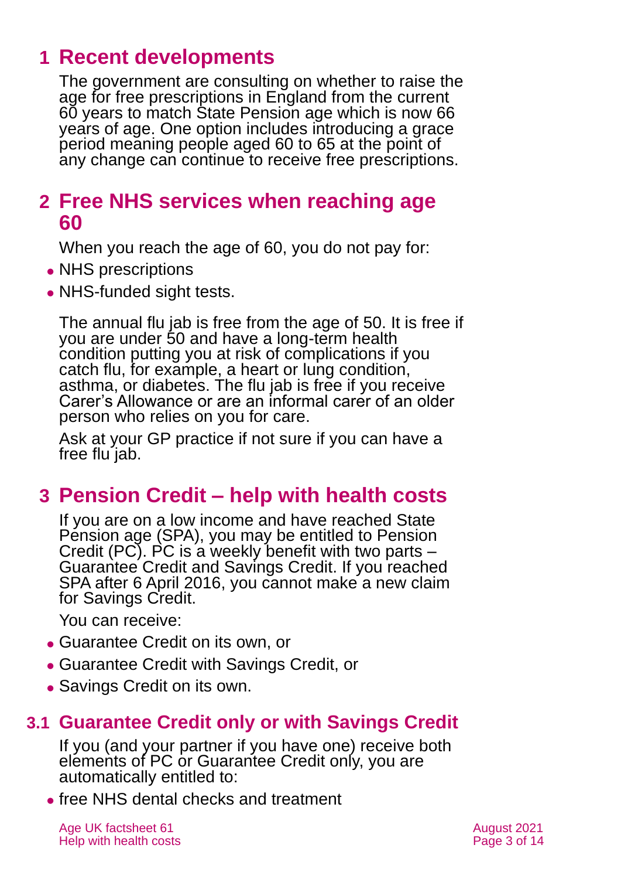# 1 Recent developments

The government are consulting on whether to raise the age for free prescriptions in England from the current 60 years to match State Pension age which is now 66 years of age. One option includes introducing a grace period meaning people aged 60 to 65 at the point of any change can continue to receive free prescriptions.

# 2 Free NHS services when reaching age 60

When you reach the age of 60, you do not pay for:

- NHS prescriptions
- NHS-funded sight tests.

The annual flu jab is free from the age of 50. It is free if you are under 50 and have a long-term health condition putting you at risk of complications if you catch flu, for example, a heart or lung condition, asthma, or diabetes. The flu jab is free if you receive Carer's Allowance or are an informal carer of an older person who relies on you for care.

Ask at your GP practice if not sure if you can have a free flu jab.

# 3 Pension Credit – help with health costs

If you are on a low income and have reached State Pension age (SPA), you may be entitled to Pension Credit (PC). PC is a weekly benefit with two parts – Guarantee Credit and Savings Credit. If you reached SPA after 6 April 2016, you cannot make a new claim for Savings Credit.

You can receive:

- Guarantee Credit on its own, or
- Guarantee Credit with Savings Credit, or
- Savings Credit on its own.

## 3.1 Guarantee Credit only or with Savings Credit

If you (and your partner if you have one) receive both elements of PC or Guarantee Credit only, you are automatically entitled to:

- free NHS dental checks and treatment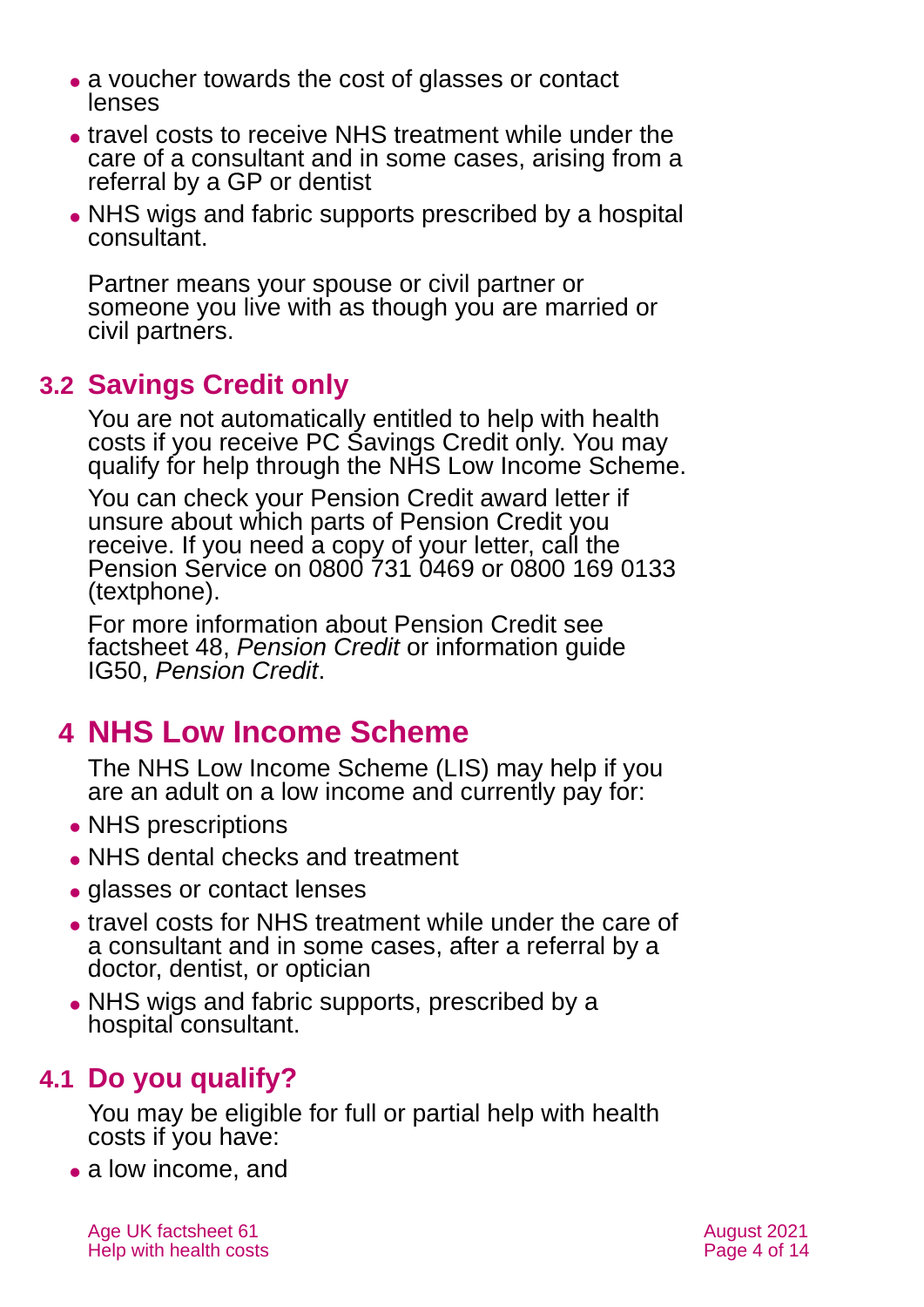- a voucher towards the cost of glasses or contact lenses
- travel costs to receive NHS treatment while under the care of a consultant and in some cases, arising from a referral by a GP or dentist
- NHS wigs and fabric supports prescribed by a hospital consultant.

Partner means your spouse or civil partner or someone you live with as though you are married or civil partners.

## 3.2 Savings Credit only

You are not automatically entitled to help with health costs if you receive PC Savings Credit only. You may qualify for help through the NHS Low Income Scheme.

You can check your Pension Credit award letter if unsure about which parts of Pension Credit you receive. If you need a copy of your letter, call the Pension Service on 0800 731 0469 or 0800 169 0133 (textphone).

For more information about Pension Credit see factsheet 48, *Pension Credit* or information guide IG50, *Pension Credit*.

# 4 NHS Low Income Scheme

The NHS Low Income Scheme (LIS) may help if you are an adult on a low income and currently pay for:

- NHS prescriptions
- NHS dental checks and treatment
- glasses or contact lenses
- travel costs for NHS treatment while under the care of a consultant and in some cases, after a referral by a doctor, dentist, or optician
- NHS wigs and fabric supports, prescribed by a hospital consultant.

## 4.1 Do you qualify?

You may be eligible for full or partial help with health costs if you have:

- a low income, and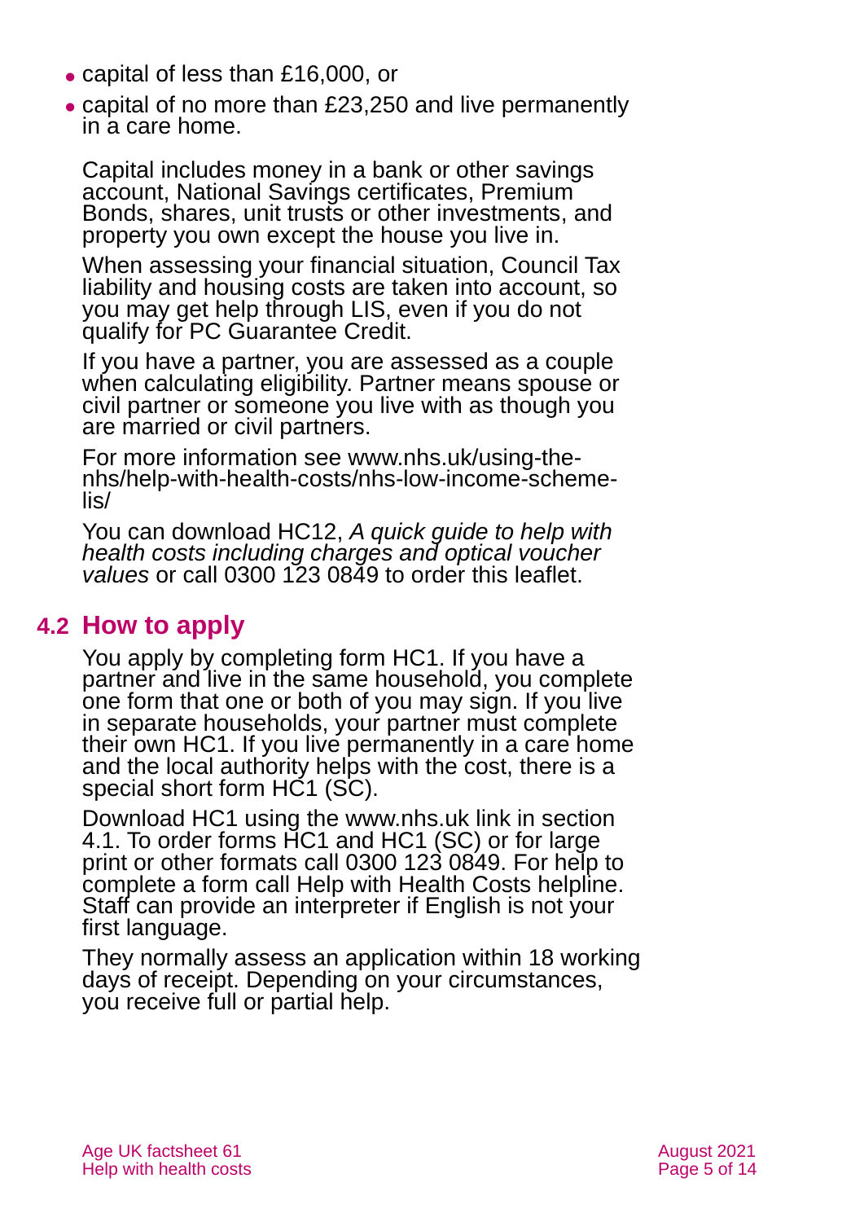- capital of less than £16,000, or
- capital of no more than £23,250 and live permanently in a care home.

Capital includes money in a bank or other savings account, National Savings certificates, Premium Bonds, shares, unit trusts or other investments, and property you own except the house you live in.

When assessing your financial situation, Council Tax liability and housing costs are taken into account, so you may get help through LIS, even if you do not qualify for PC Guarantee Credit.

If you have a partner, you are assessed as a couple when calculating eligibility. Partner means spouse or civil partner or someone you live with as though you are married or civil partners.

For more information see www.nhs.uk/using-the-nhs/help-with-health-costs/nhs-low-income-scheme-lis/

You can download HC12, *A quick guide to help with health costs including charges and optical voucher values* or call 0300 123 0849 to order this leaflet.

## 4.2 How to apply

You apply by completing form HC1. If you have a partner and live in the same household, you complete one form that one or both of you may sign. If you live in separate households, your partner must complete their own HC1. If you live permanently in a care home and the local authority helps with the cost, there is a special short form HC1 (SC).

Download HC1 using the www.nhs.uk link in section 4.1. To order forms HC1 and HC1 (SC) or for large print or other formats call 0300 123 0849. For help to complete a form call Help with Health Costs helpline. Staff can provide an interpreter if English is not your first language.

They normally assess an application within 18 working days of receipt. Depending on your circumstances, you receive full or partial help.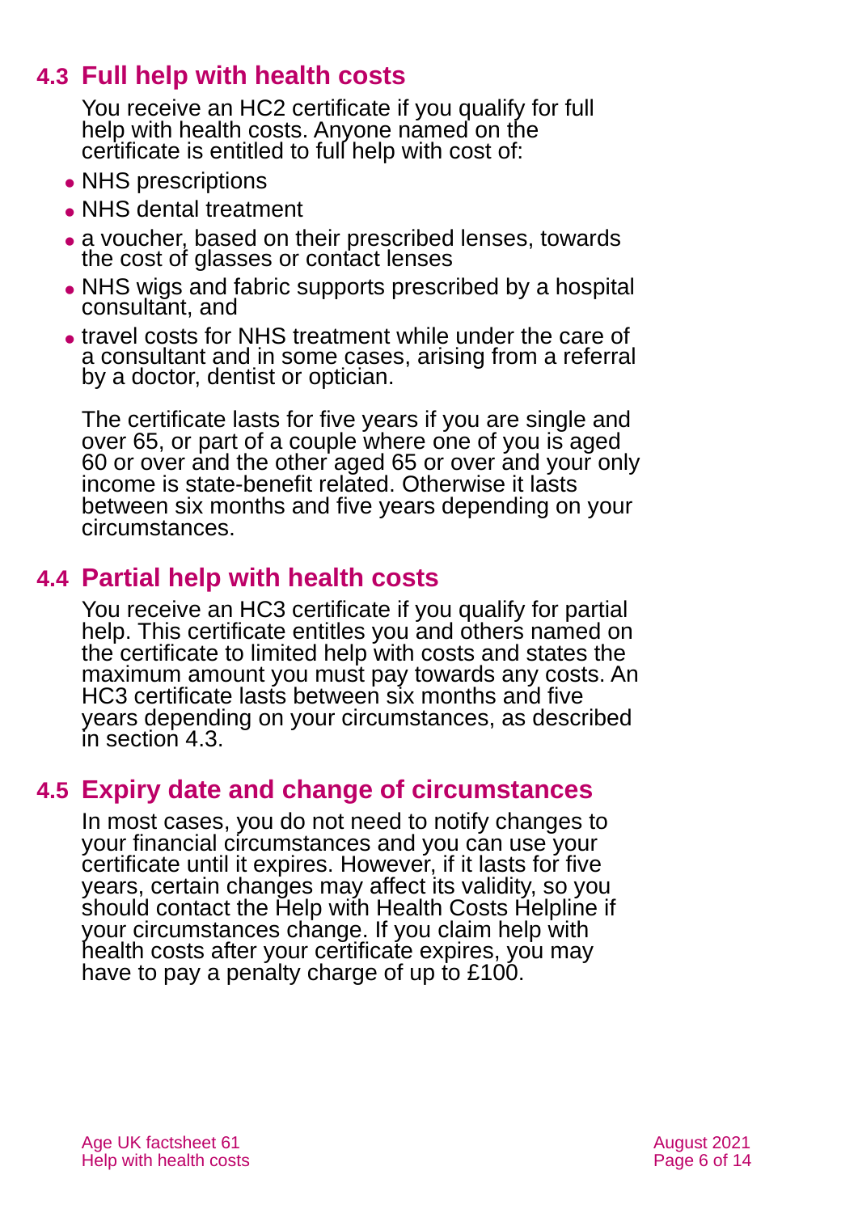## 4.3 Full help with health costs

You receive an HC2 certificate if you qualify for full help with health costs. Anyone named on the certificate is entitled to full help with cost of:

- NHS prescriptions
- NHS dental treatment
- a voucher, based on their prescribed lenses, towards the cost of glasses or contact lenses
- NHS wigs and fabric supports prescribed by a hospital consultant, and
- travel costs for NHS treatment while under the care of a consultant and in some cases, arising from a referral by a doctor, dentist or optician.

The certificate lasts for five years if you are single and over 65, or part of a couple where one of you is aged 60 or over and the other aged 65 or over and your only income is state-benefit related. Otherwise it lasts between six months and five years depending on your circumstances.

## 4.4 Partial help with health costs

You receive an HC3 certificate if you qualify for partial help. This certificate entitles you and others named on the certificate to limited help with costs and states the maximum amount you must pay towards any costs. An HC3 certificate lasts between six months and five years depending on your circumstances, as described in section 4.3.

## 4.5 Expiry date and change of circumstances

In most cases, you do not need to notify changes to your financial circumstances and you can use your certificate until it expires. However, if it lasts for five years, certain changes may affect its validity, so you should contact the Help with Health Costs Helpline if your circumstances change. If you claim help with health costs after your certificate expires, you may have to pay a penalty charge of up to £100.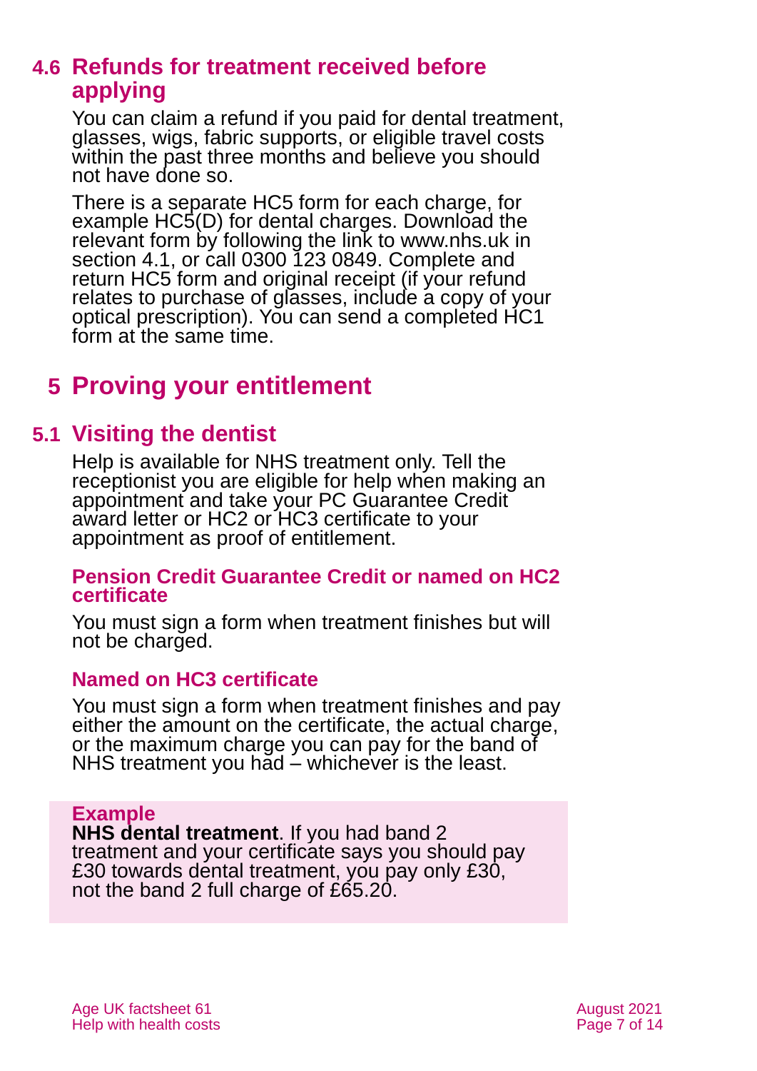### 4.6 Refunds for treatment received before applying

You can claim a refund if you paid for dental treatment, glasses, wigs, fabric supports, or eligible travel costs within the past three months and believe you should not have done so.

There is a separate HC5 form for each charge, for example HC5(D) for dental charges. Download the relevant form by following the link to www.nhs.uk in section 4.1, or call 0300 123 0849. Complete and return HC5 form and original receipt (if your refund relates to purchase of glasses, include a copy of your optical prescription). You can send a completed HC1 form at the same time.

## 5 Proving your entitlement

### 5.1 Visiting the dentist

Help is available for NHS treatment only. Tell the receptionist you are eligible for help when making an appointment and take your PC Guarantee Credit award letter or HC2 or HC3 certificate to your appointment as proof of entitlement.

#### Pension Credit Guarantee Credit or named on HC2 certificate

You must sign a form when treatment finishes but will not be charged.

#### Named on HC3 certificate

You must sign a form when treatment finishes and pay either the amount on the certificate, the actual charge, or the maximum charge you can pay for the band of NHS treatment you had – whichever is the least.

> **Example**
> **NHS dental treatment**. If you had band 2 treatment and your certificate says you should pay £30 towards dental treatment, you pay only £30, not the band 2 full charge of £65.20.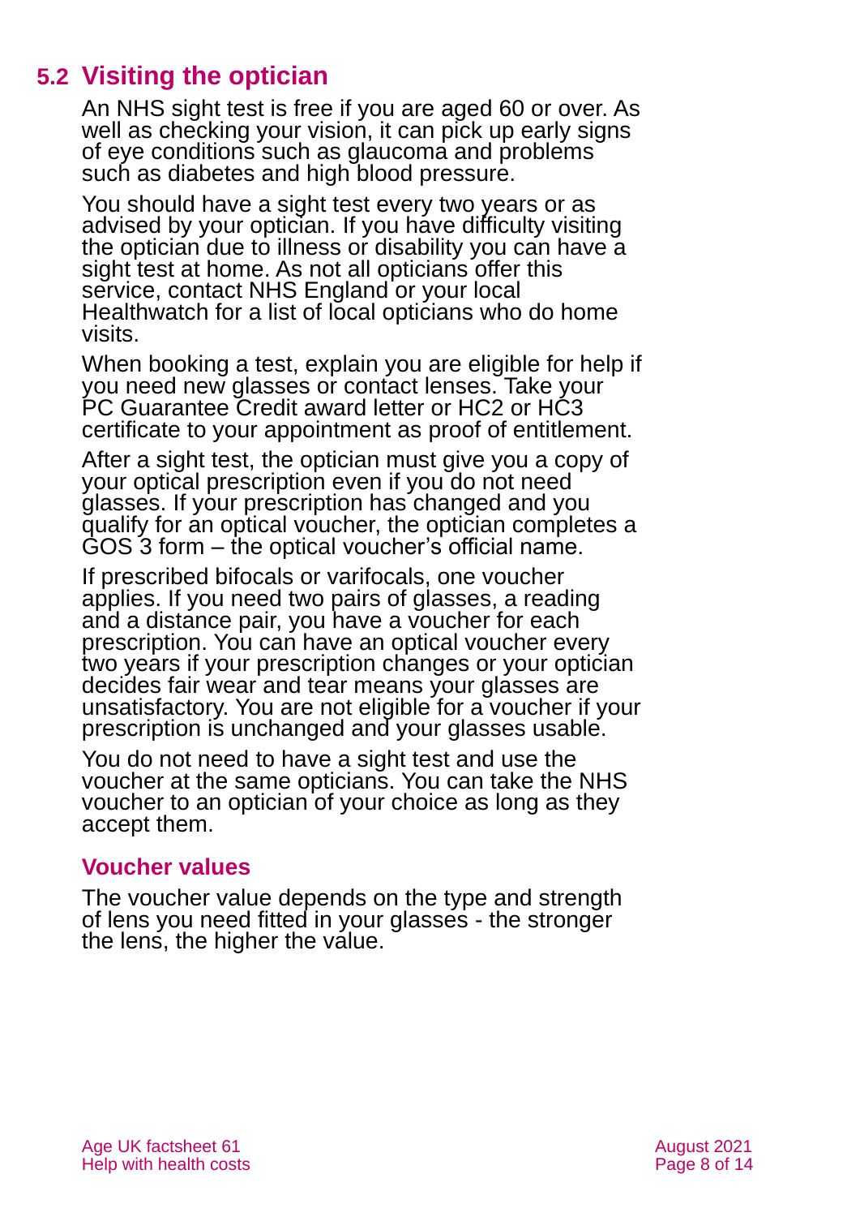## 5.2 Visiting the optician

An NHS sight test is free if you are aged 60 or over. As well as checking your vision, it can pick up early signs of eye conditions such as glaucoma and problems such as diabetes and high blood pressure.

You should have a sight test every two years or as advised by your optician. If you have difficulty visiting the optician due to illness or disability you can have a sight test at home. As not all opticians offer this service, contact NHS England or your local Healthwatch for a list of local opticians who do home visits.

When booking a test, explain you are eligible for help if you need new glasses or contact lenses. Take your PC Guarantee Credit award letter or HC2 or HC3 certificate to your appointment as proof of entitlement.

After a sight test, the optician must give you a copy of your optical prescription even if you do not need glasses. If your prescription has changed and you qualify for an optical voucher, the optician completes a GOS 3 form – the optical voucher's official name.

If prescribed bifocals or varifocals, one voucher applies. If you need two pairs of glasses, a reading and a distance pair, you have a voucher for each prescription. You can have an optical voucher every two years if your prescription changes or your optician decides fair wear and tear means your glasses are unsatisfactory. You are not eligible for a voucher if your prescription is unchanged and your glasses usable.

You do not need to have a sight test and use the voucher at the same opticians. You can take the NHS voucher to an optician of your choice as long as they accept them.

### Voucher values

The voucher value depends on the type and strength of lens you need fitted in your glasses - the stronger the lens, the higher the value.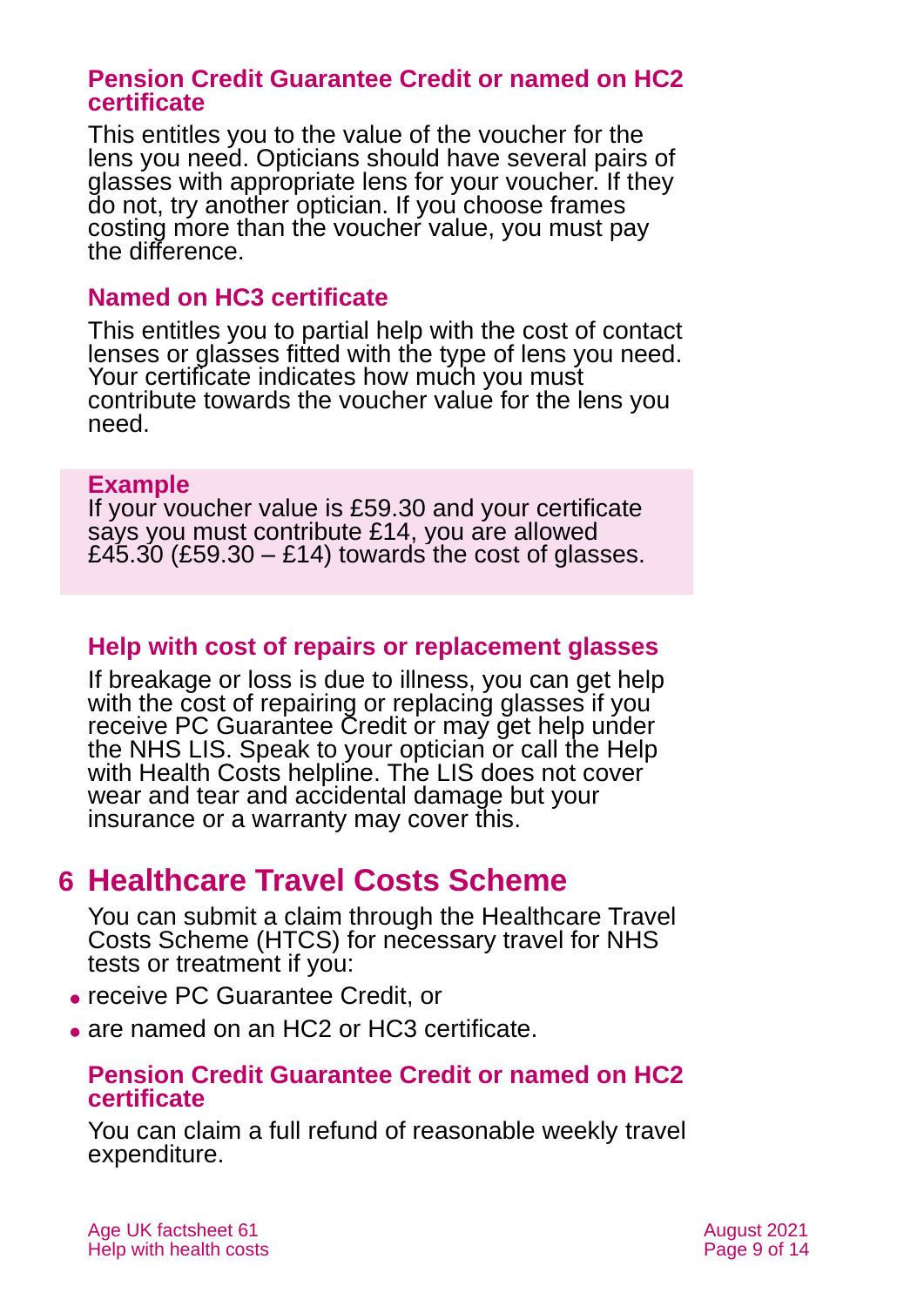### Pension Credit Guarantee Credit or named on HC2 certificate

This entitles you to the value of the voucher for the lens you need. Opticians should have several pairs of glasses with appropriate lens for your voucher. If they do not, try another optician. If you choose frames costing more than the voucher value, you must pay the difference.

### Named on HC3 certificate

This entitles you to partial help with the cost of contact lenses or glasses fitted with the type of lens you need. Your certificate indicates how much you must contribute towards the voucher value for the lens you need.

**Example**
If your voucher value is £59.30 and your certificate says you must contribute £14, you are allowed £45.30 (£59.30 – £14) towards the cost of glasses.

### Help with cost of repairs or replacement glasses

If breakage or loss is due to illness, you can get help with the cost of repairing or replacing glasses if you receive PC Guarantee Credit or may get help under the NHS LIS. Speak to your optician or call the Help with Health Costs helpline. The LIS does not cover wear and tear and accidental damage but your insurance or a warranty may cover this.

## 6 Healthcare Travel Costs Scheme

You can submit a claim through the Healthcare Travel Costs Scheme (HTCS) for necessary travel for NHS tests or treatment if you:

- receive PC Guarantee Credit, or
- are named on an HC2 or HC3 certificate.

### Pension Credit Guarantee Credit or named on HC2 certificate

You can claim a full refund of reasonable weekly travel expenditure.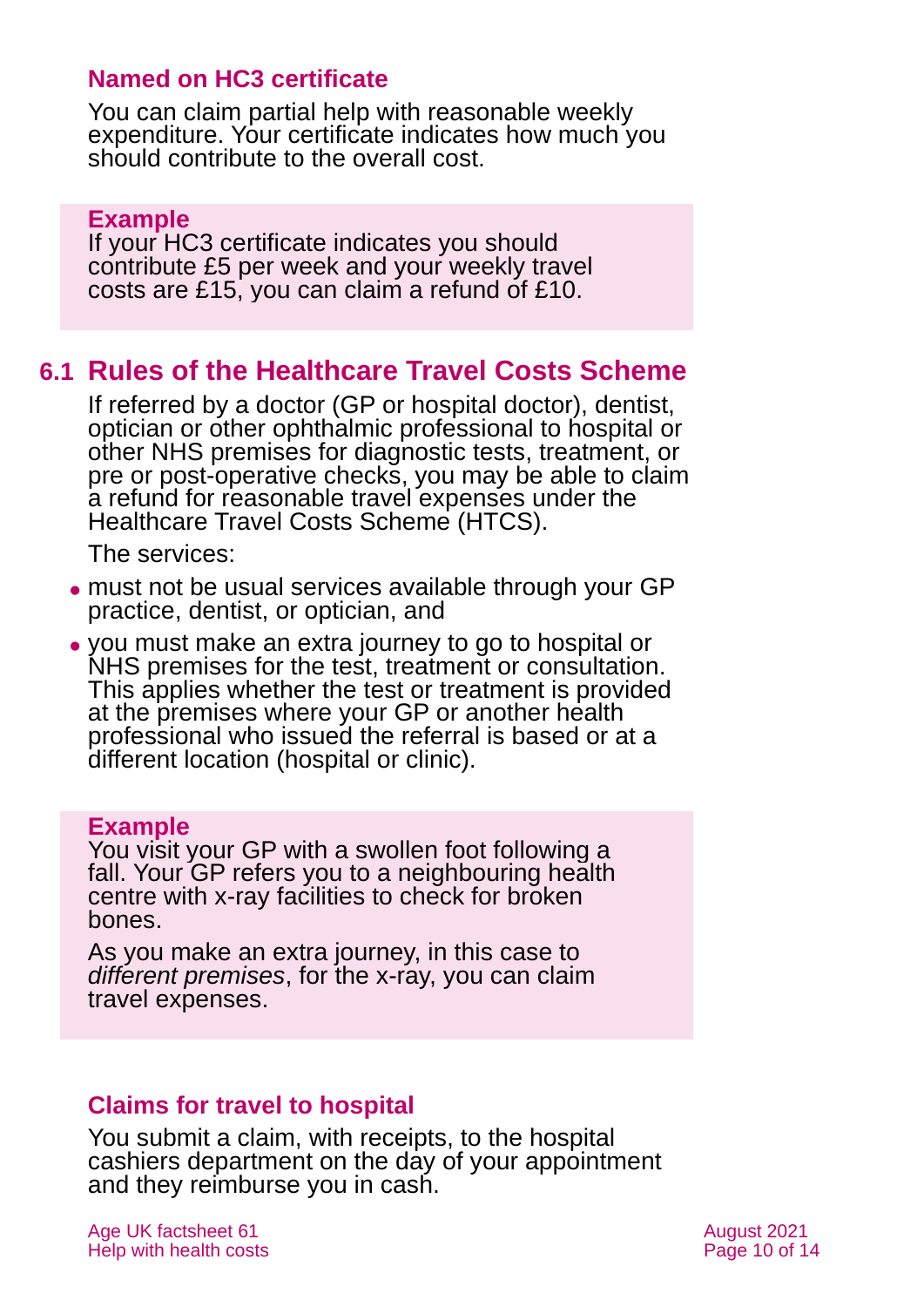### Named on HC3 certificate

You can claim partial help with reasonable weekly expenditure. Your certificate indicates how much you should contribute to the overall cost.

**Example**
If your HC3 certificate indicates you should contribute £5 per week and your weekly travel costs are £15, you can claim a refund of £10.

## 6.1 Rules of the Healthcare Travel Costs Scheme

If referred by a doctor (GP or hospital doctor), dentist, optician or other ophthalmic professional to hospital or other NHS premises for diagnostic tests, treatment, or pre or post-operative checks, you may be able to claim a refund for reasonable travel expenses under the Healthcare Travel Costs Scheme (HTCS).

The services:

- must not be usual services available through your GP practice, dentist, or optician, and
- you must make an extra journey to go to hospital or NHS premises for the test, treatment or consultation. This applies whether the test or treatment is provided at the premises where your GP or another health professional who issued the referral is based or at a different location (hospital or clinic).

**Example**
You visit your GP with a swollen foot following a fall. Your GP refers you to a neighbouring health centre with x-ray facilities to check for broken bones.

As you make an extra journey, in this case to *different premises*, for the x-ray, you can claim travel expenses.

### Claims for travel to hospital

You submit a claim, with receipts, to the hospital cashiers department on the day of your appointment and they reimburse you in cash.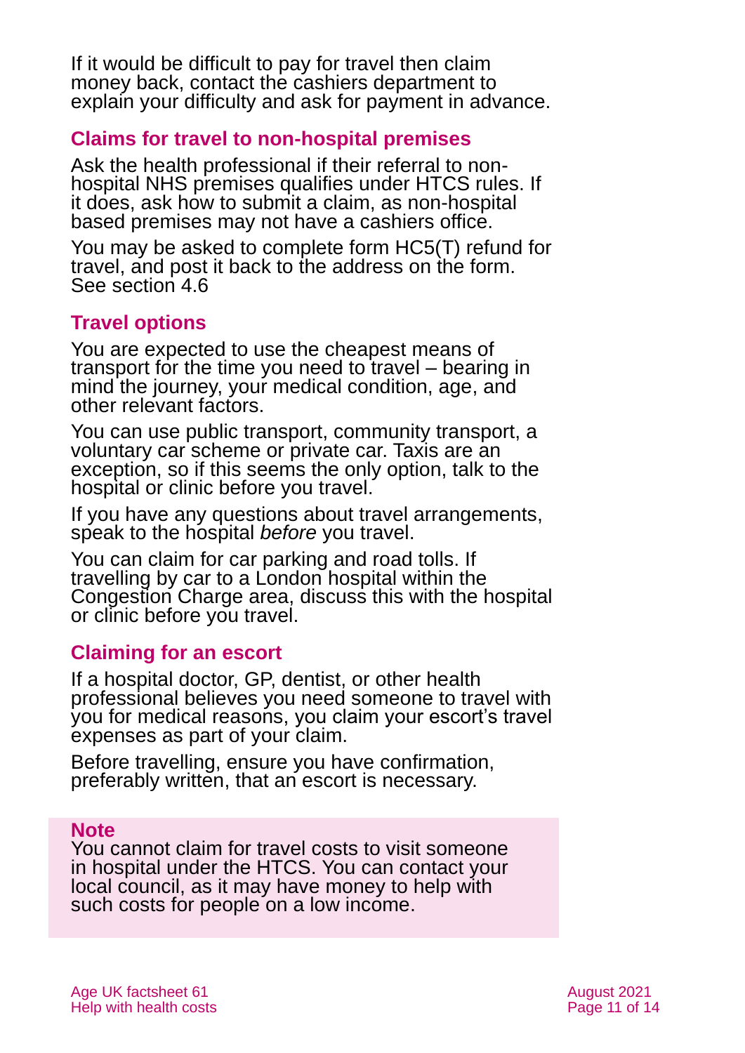If it would be difficult to pay for travel then claim money back, contact the cashiers department to explain your difficulty and ask for payment in advance.

### Claims for travel to non-hospital premises

Ask the health professional if their referral to non-hospital NHS premises qualifies under HTCS rules. If it does, ask how to submit a claim, as non-hospital based premises may not have a cashiers office.

You may be asked to complete form HC5(T) refund for travel, and post it back to the address on the form. See section 4.6

### Travel options

You are expected to use the cheapest means of transport for the time you need to travel – bearing in mind the journey, your medical condition, age, and other relevant factors.

You can use public transport, community transport, a voluntary car scheme or private car. Taxis are an exception, so if this seems the only option, talk to the hospital or clinic before you travel.

If you have any questions about travel arrangements, speak to the hospital *before* you travel.

You can claim for car parking and road tolls. If travelling by car to a London hospital within the Congestion Charge area, discuss this with the hospital or clinic before you travel.

### Claiming for an escort

If a hospital doctor, GP, dentist, or other health professional believes you need someone to travel with you for medical reasons, you claim your escort's travel expenses as part of your claim.

Before travelling, ensure you have confirmation, preferably written, that an escort is necessary.

**Note**

You cannot claim for travel costs to visit someone in hospital under the HTCS. You can contact your local council, as it may have money to help with such costs for people on a low income.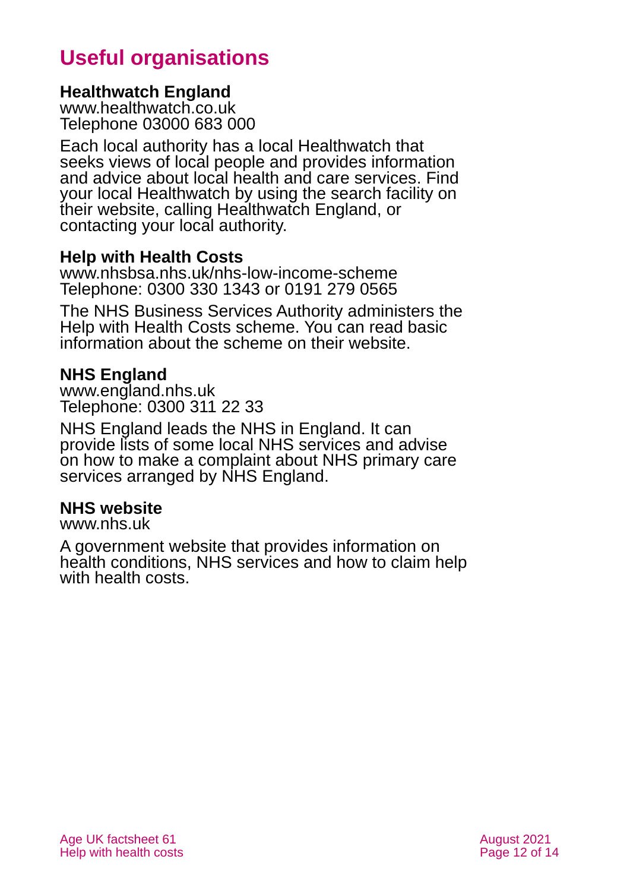# Useful organisations

**Healthwatch England**
www.healthwatch.co.uk
Telephone 03000 683 000

Each local authority has a local Healthwatch that seeks views of local people and provides information and advice about local health and care services. Find your local Healthwatch by using the search facility on their website, calling Healthwatch England, or contacting your local authority.

**Help with Health Costs**
www.nhsbsa.nhs.uk/nhs-low-income-scheme
Telephone: 0300 330 1343 or 0191 279 0565

The NHS Business Services Authority administers the Help with Health Costs scheme. You can read basic information about the scheme on their website.

**NHS England**
www.england.nhs.uk
Telephone: 0300 311 22 33

NHS England leads the NHS in England. It can provide lists of some local NHS services and advise on how to make a complaint about NHS primary care services arranged by NHS England.

**NHS website**
www.nhs.uk

A government website that provides information on health conditions, NHS services and how to claim help with health costs.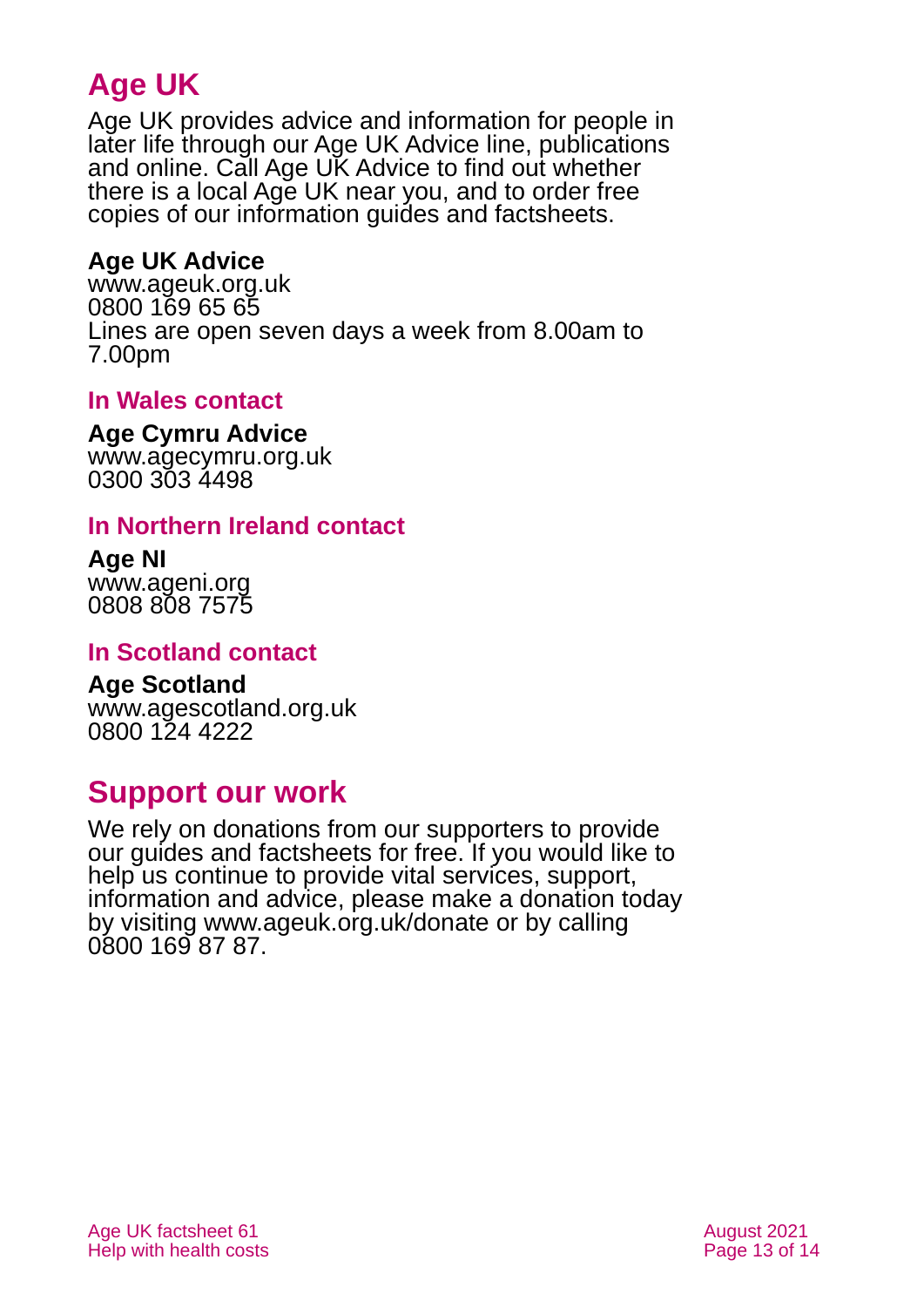## Age UK

Age UK provides advice and information for people in later life through our Age UK Advice line, publications and online. Call Age UK Advice to find out whether there is a local Age UK near you, and to order free copies of our information guides and factsheets.

**Age UK Advice**
www.ageuk.org.uk
0800 169 65 65
Lines are open seven days a week from 8.00am to 7.00pm

### In Wales contact

**Age Cymru Advice**
www.agecymru.org.uk
0300 303 4498

### In Northern Ireland contact

**Age NI**
www.ageni.org
0808 808 7575

### In Scotland contact

**Age Scotland**
www.agescotland.org.uk
0800 124 4222

## Support our work

We rely on donations from our supporters to provide our guides and factsheets for free. If you would like to help us continue to provide vital services, support, information and advice, please make a donation today by visiting www.ageuk.org.uk/donate or by calling 0800 169 87 87.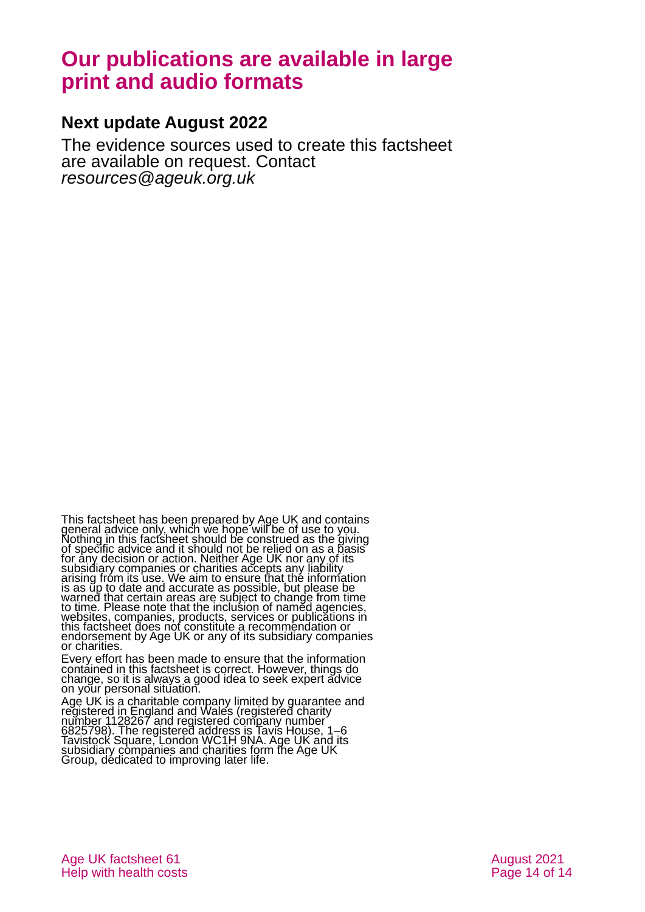# Our publications are available in large print and audio formats

## Next update August 2022

The evidence sources used to create this factsheet are available on request. Contact *resources@ageuk.org.uk*

This factsheet has been prepared by Age UK and contains general advice only, which we hope will be of use to you. Nothing in this factsheet should be construed as the giving of specific advice and it should not be relied on as a basis for any decision or action. Neither Age UK nor any of its subsidiary companies or charities accepts any liability arising from its use. We aim to ensure that the information is as up to date and accurate as possible, but please be warned that certain areas are subject to change from time to time. Please note that the inclusion of named agencies, websites, companies, products, services or publications in this factsheet does not constitute a recommendation or endorsement by Age UK or any of its subsidiary companies or charities.

Every effort has been made to ensure that the information contained in this factsheet is correct. However, things do change, so it is always a good idea to seek expert advice on your personal situation.

Age UK is a charitable company limited by guarantee and registered in England and Wales (registered charity number 1128267 and registered company number 6825798). The registered address is Tavis House, 1–6 Tavistock Square, London WC1H 9NA. Age UK and its subsidiary companies and charities form the Age UK Group, dedicated to improving later life.